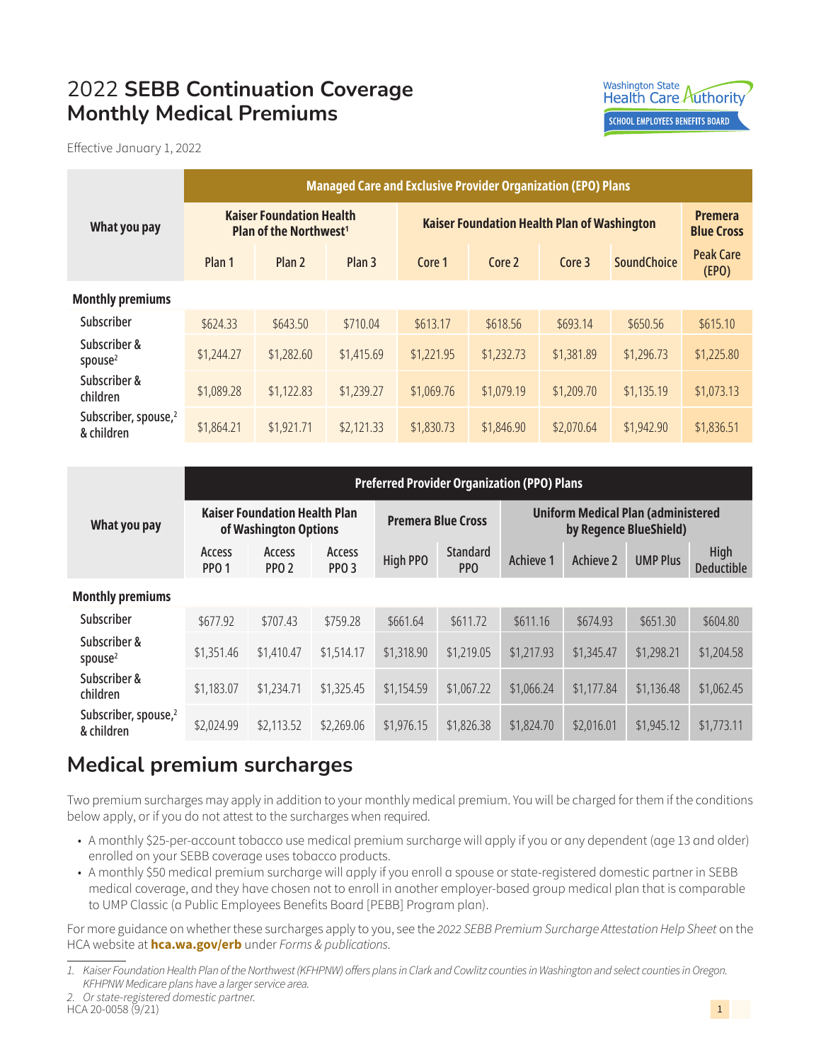# 2022 **SEBB Continuation Coverage Monthly Medical Premiums**

Effective January 1, 2022

| What you pay | Managed Care and Exclusive Provider Organization (EPO) Plans | | | | | | | |
|---|---|---|---|---|---|---|---|---|
| | Kaiser Foundation Health Plan of the Northwest[1] | | | Kaiser Foundation Health Plan of Washington | | | | Premera Blue Cross |
| | Plan 1 | Plan 2 | Plan 3 | Core 1 | Core 2 | Core 3 | SoundChoice | Peak Care (EPO) |
| **Monthly premiums** | | | | | | | | |
| Subscriber | $624.33 | $643.50 | $710.04 | $613.17 | $618.56 | $693.14 | $650.56 | $615.10 |
| Subscriber & spouse[2] | $1,244.27 | $1,282.60 | $1,415.69 | $1,221.95 | $1,232.73 | $1,381.89 | $1,296.73 | $1,225.80 |
| Subscriber & children | $1,089.28 | $1,122.83 | $1,239.27 | $1,069.76 | $1,079.19 | $1,209.70 | $1,135.19 | $1,073.13 |
| Subscriber, spouse,[2] & children | $1,864.21 | $1,921.71 | $2,121.33 | $1,830.73 | $1,846.90 | $2,070.64 | $1,942.90 | $1,836.51 |

| What you pay | Preferred Provider Organization (PPO) Plans | | | | | | | | |
|---|---|---|---|---|---|---|---|---|---|
| | Kaiser Foundation Health Plan of Washington Options | | | Premera Blue Cross | | Uniform Medical Plan (administered by Regence BlueShield) | | | |
| | Access PPO 1 | Access PPO 2 | Access PPO 3 | High PPO | Standard PPO | Achieve 1 | Achieve 2 | UMP Plus | High Deductible |
| **Monthly premiums** | | | | | | | | | |
| Subscriber | $677.92 | $707.43 | $759.28 | $661.64 | $611.72 | $611.16 | $674.93 | $651.30 | $604.80 |
| Subscriber & spouse[2] | $1,351.46 | $1,410.47 | $1,514.17 | $1,318.90 | $1,219.05 | $1,217.93 | $1,345.47 | $1,298.21 | $1,204.58 |
| Subscriber & children | $1,183.07 | $1,234.71 | $1,325.45 | $1,154.59 | $1,067.22 | $1,066.24 | $1,177.84 | $1,136.48 | $1,062.45 |
| Subscriber, spouse,[2] & children | $2,024.99 | $2,113.52 | $2,269.06 | $1,976.15 | $1,826.38 | $1,824.70 | $2,016.01 | $1,945.12 | $1,773.11 |

## Medical premium surcharges

Two premium surcharges may apply in addition to your monthly medical premium. You will be charged for them if the conditions below apply, or if you do not attest to the surcharges when required.

- A monthly $25-per-account tobacco use medical premium surcharge will apply if you or any dependent (age 13 and older) enrolled on your SEBB coverage uses tobacco products.
- A monthly $50 medical premium surcharge will apply if you enroll a spouse or state-registered domestic partner in SEBB medical coverage, and they have chosen not to enroll in another employer-based group medical plan that is comparable to UMP Classic (a Public Employees Benefits Board [PEBB] Program plan).

For more guidance on whether these surcharges apply to you, see the *2022 SEBB Premium Surcharge Attestation Help Sheet* on the HCA website at **hca.wa.gov/erb** under *Forms & publications*.

1. *Kaiser Foundation Health Plan of the Northwest (KFHPNW) offers plans in Clark and Cowlitz counties in Washington and select counties in Oregon. KFHPNW Medicare plans have a larger service area.*
2. *Or state-registered domestic partner.*

HCA 20-0058 (9/21)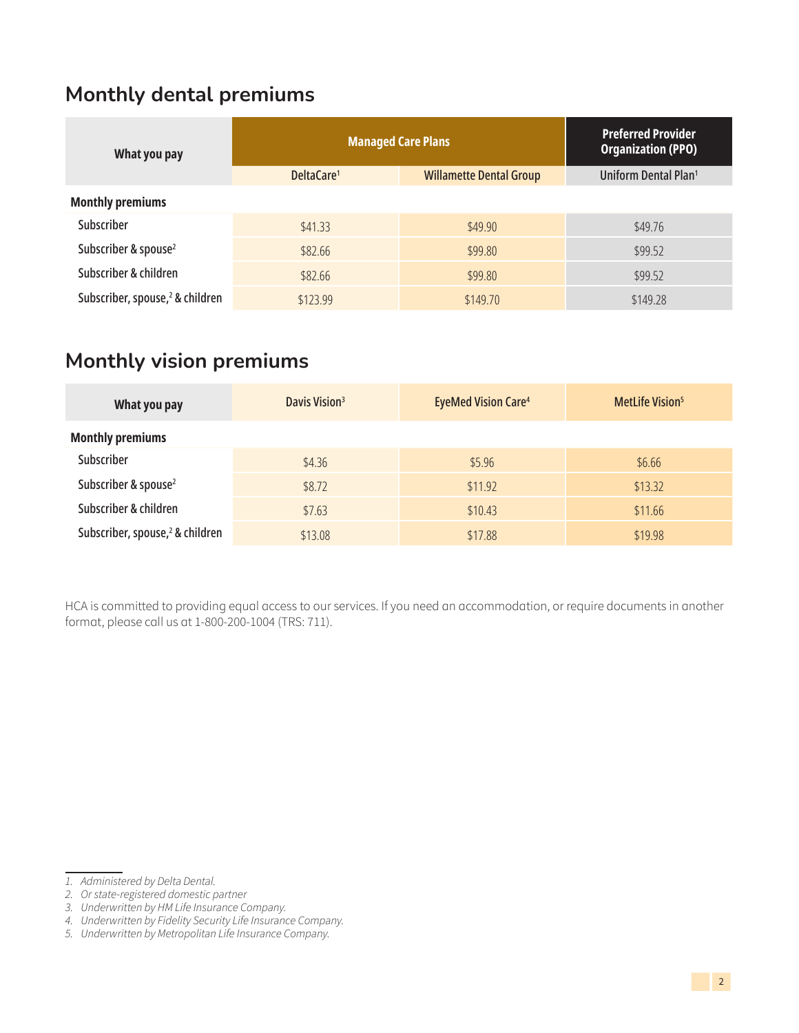## Monthly dental premiums

| What you pay | Managed Care Plans | | Preferred Provider Organization (PPO) |
|---|---|---|---|
| | DeltaCare[1] | Willamette Dental Group | Uniform Dental Plan[1] |
| **Monthly premiums** | | | |
| Subscriber | $41.33 | $49.90 | $49.76 |
| Subscriber & spouse[2] | $82.66 | $99.80 | $99.52 |
| Subscriber & children | $82.66 | $99.80 | $99.52 |
| Subscriber, spouse,[2] & children | $123.99 | $149.70 | $149.28 |

## Monthly vision premiums

| What you pay | Davis Vision[3] | EyeMed Vision Care[4] | MetLife Vision[5] |
|---|---|---|---|
| **Monthly premiums** | | | |
| Subscriber | $4.36 | $5.96 | $6.66 |
| Subscriber & spouse[2] | $8.72 | $11.92 | $13.32 |
| Subscriber & children | $7.63 | $10.43 | $11.66 |
| Subscriber, spouse,[2] & children | $13.08 | $17.88 | $19.98 |

HCA is committed to providing equal access to our services. If you need an accommodation, or require documents in another format, please call us at 1-800-200-1004 (TRS: 711).

1. *Administered by Delta Dental.*
2. *Or state-registered domestic partner*
3. *Underwritten by HM Life Insurance Company.*
4. *Underwritten by Fidelity Security Life Insurance Company.*
5. *Underwritten by Metropolitan Life Insurance Company.*